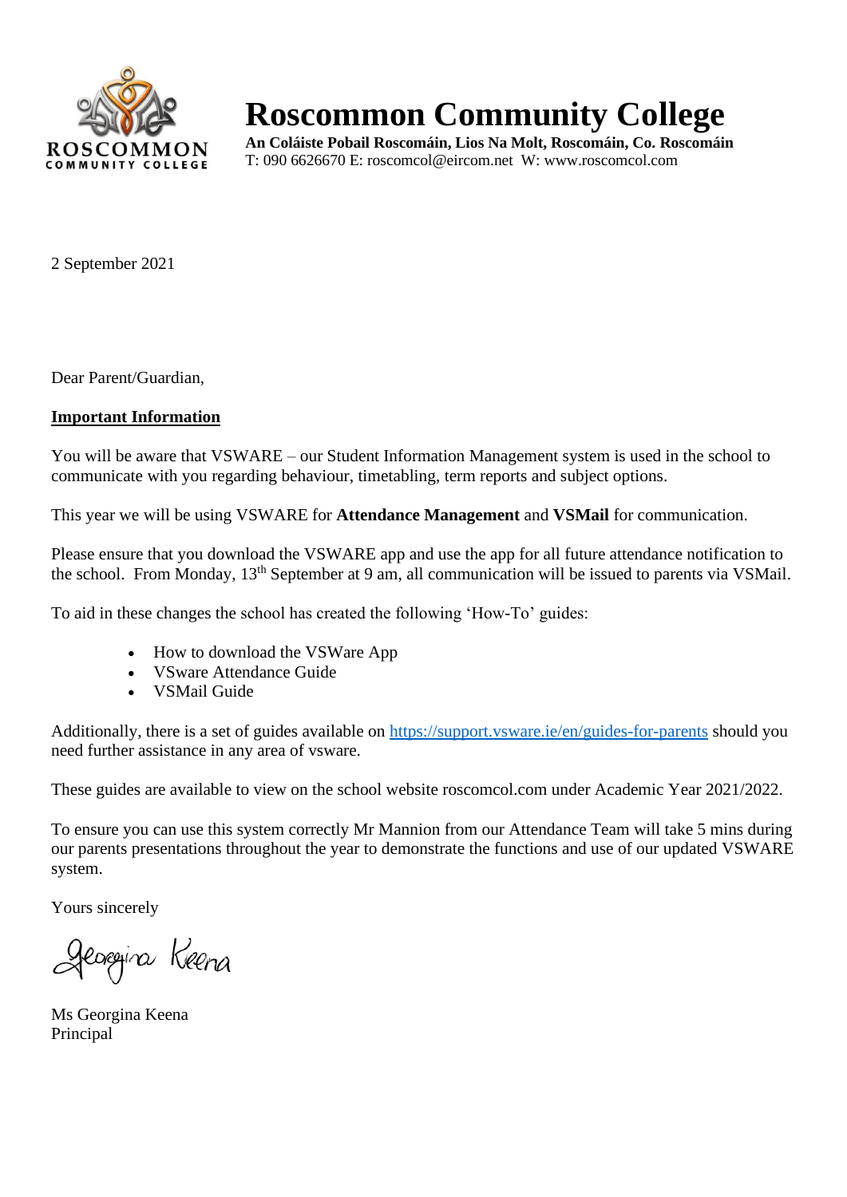# Roscommon Community College

**An Coláiste Pobail Roscomáin, Lios Na Molt, Roscomáin, Co. Roscomáin**
T: 090 6626670 E: roscomcol@eircom.net W: www.roscomcol.com

2 September 2021

Dear Parent/Guardian,

**Important Information**

You will be aware that VSWARE – our Student Information Management system is used in the school to communicate with you regarding behaviour, timetabling, term reports and subject options.

This year we will be using VSWARE for **Attendance Management** and **VSMail** for communication.

Please ensure that you download the VSWARE app and use the app for all future attendance notification to the school. From Monday, 13th September at 9 am, all communication will be issued to parents via VSMail.

To aid in these changes the school has created the following 'How-To' guides:

- How to download the VSWare App
- VSware Attendance Guide
- VSMail Guide

Additionally, there is a set of guides available on https://support.vsware.ie/en/guides-for-parents should you need further assistance in any area of vsware.

These guides are available to view on the school website roscomcol.com under Academic Year 2021/2022.

To ensure you can use this system correctly Mr Mannion from our Attendance Team will take 5 mins during our parents presentations throughout the year to demonstrate the functions and use of our updated VSWARE system.

Yours sincerely

Georgina Keena

Ms Georgina Keena
Principal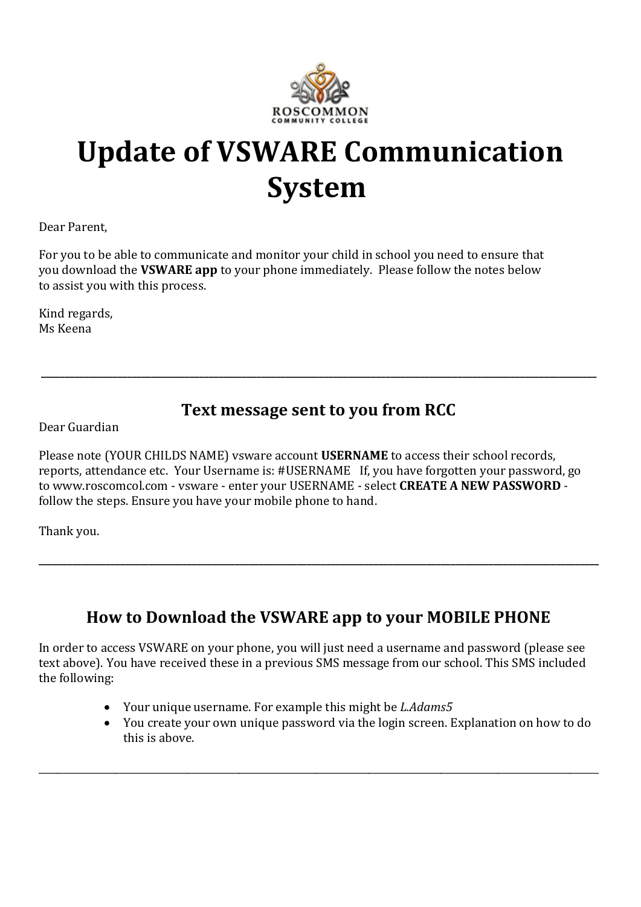ROSCOMMON
COMMUNITY COLLEGE

# Update of VSWARE Communication System

Dear Parent,

For you to be able to communicate and monitor your child in school you need to ensure that you download the **VSWARE app** to your phone immediately. Please follow the notes below to assist you with this process.

Kind regards,
Ms Keena

---

## Text message sent to you from RCC

Dear Guardian

Please note (YOUR CHILDS NAME) vsware account **USERNAME** to access their school records, reports, attendance etc. Your Username is: #USERNAME If, you have forgotten your password, go to www.roscomcol.com - vsware - enter your USERNAME - select **CREATE A NEW PASSWORD** - follow the steps. Ensure you have your mobile phone to hand.

Thank you.

---

## How to Download the VSWARE app to your MOBILE PHONE

In order to access VSWARE on your phone, you will just need a username and password (please see text above). You have received these in a previous SMS message from our school. This SMS included the following:

- Your unique username. For example this might be *L.Adams5*
- You create your own unique password via the login screen. Explanation on how to do this is above.

---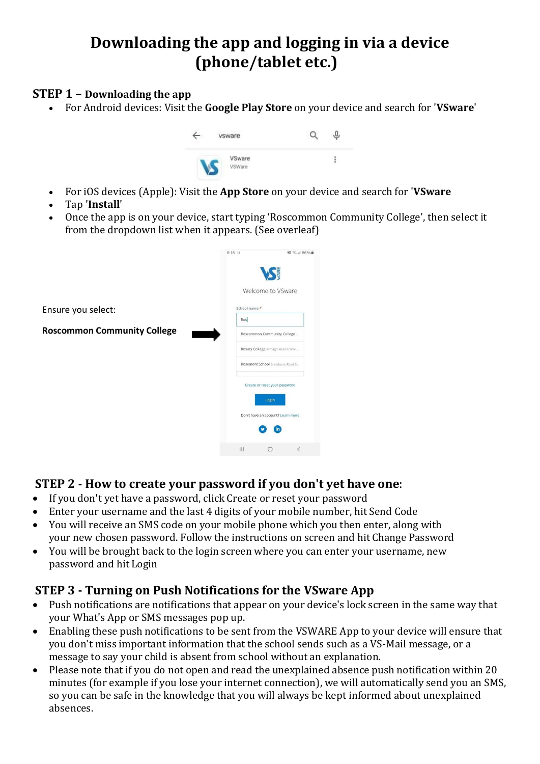# Downloading the app and logging in via a device (phone/tablet etc.)

## STEP 1 – Downloading the app

- For Android devices: Visit the **Google Play Store** on your device and search for '**VSware**'
- For iOS devices (Apple): Visit the **App Store** on your device and search for '**VSware**
- Tap '**Install**'
- Once the app is on your device, start typing 'Roscommon Community College', then select it from the dropdown list when it appears. (See overleaf)

Ensure you select:

**Roscommon Community College**

## STEP 2 - How to create your password if you don't yet have one:

- If you don't yet have a password, click Create or reset your password
- Enter your username and the last 4 digits of your mobile number, hit Send Code
- You will receive an SMS code on your mobile phone which you then enter, along with your new chosen password. Follow the instructions on screen and hit Change Password
- You will be brought back to the login screen where you can enter your username, new password and hit Login

## STEP 3 - Turning on Push Notifications for the VSware App

- Push notifications are notifications that appear on your device's lock screen in the same way that your What's App or SMS messages pop up.
- Enabling these push notifications to be sent from the VSWARE App to your device will ensure that you don't miss important information that the school sends such as a VS-Mail message, or a message to say your child is absent from school without an explanation.
- Please note that if you do not open and read the unexplained absence push notification within 20 minutes (for example if you lose your internet connection), we will automatically send you an SMS, so you can be safe in the knowledge that you will always be kept informed about unexplained absences.